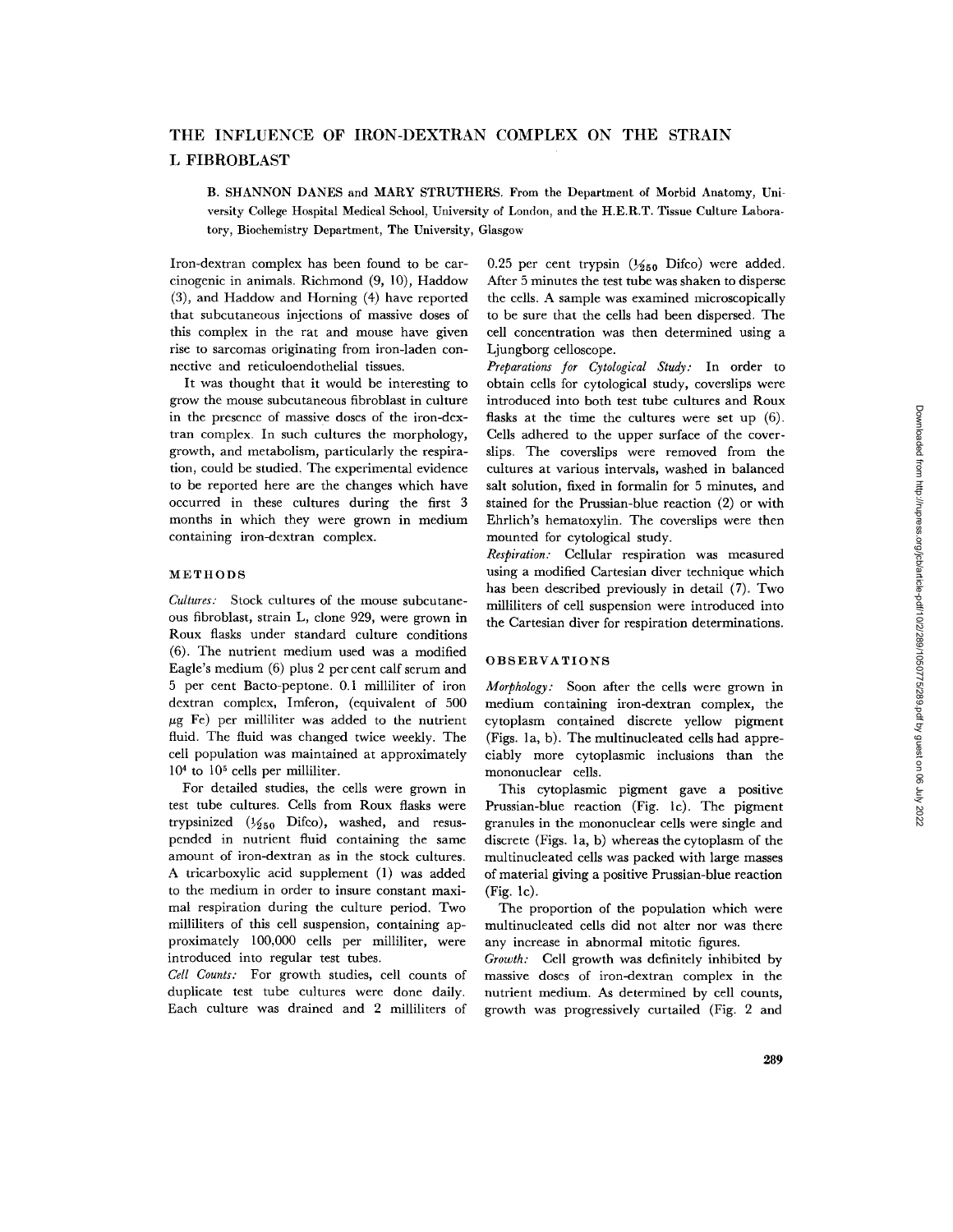# THE INFLUENCE OF IRON-DEXTRAN COMPLEX ON THE STRAIN L FIBROBLAST

**B. SHANNON DANES and MARY STRUTHERS.** From the Department of Morbid Anatomy, University College Hospital Medical School, University of London, and the H.E.R.T. Tissue Culture Laboratory, Biochemistry Department, The University, Glasgow

Iron-dextran complex has been found to be carcinogenic in animals. Richmond (9, 10), Haddow (3), and Haddow and Horning (4) have reported that subcutaneous injections of massive doses of this complex in the rat and mouse have given rise to sarcomas originating from iron-laden connective and reticuloendothelial tissues.

It was thought that it would be interesting to grow the mouse subcutaneous fibroblast in culture in the presence of massive doses of the iron-dextran complex. In such cultures the morphology, growth, and metabolism, particularly the respiration, could be studied. The experimental evidence to be reported here are the changes which have occurred in these cultures during the first 3 months in which they were grown in medium containing iron-dextran complex.

## METHODS

*Cultures:* Stock cultures of the mouse subcutaneous fibroblast, strain L, clone 929, were grown in Roux flasks under standard culture conditions (6). The nutrient medium used was a modified Eagle's medium (6) plus 2 per cent calf serum and 5 per cent Bacto-peptone. 0.1 milliliter of iron dextran complex, Imferon, (equivalent of 500 $\mu$g Fe) per milliliter was added to the nutrient fluid. The fluid was changed twice weekly. The cell population was maintained at approximately $10^4$ to $10^5$ cells per milliliter.

For detailed studies, the cells were grown in test tube cultures. Cells from Roux flasks were trypsinized ($\frac{1}{250}$ Difco), washed, and resuspended in nutrient fluid containing the same amount of iron-dextran as in the stock cultures. A tricarboxylic acid supplement (1) was added to the medium in order to insure constant maximal respiration during the culture period. Two milliliters of this cell suspension, containing approximately 100,000 cells per milliliter, were introduced into regular test tubes.

*Cell Counts:* For growth studies, cell counts of duplicate test tube cultures were done daily. Each culture was drained and 2 milliliters of 0.25 per cent trypsin ($\frac{1}{250}$ Difco) were added. After 5 minutes the test tube was shaken to disperse the cells. A sample was examined microscopically to be sure that the cells had been dispersed. The cell concentration was then determined using a Ljungborg celloscope.

*Preparations for Cytological Study:* In order to obtain cells for cytological study, coverslips were introduced into both test tube cultures and Roux flasks at the time the cultures were set up (6). Cells adhered to the upper surface of the coverslips. The coverslips were removed from the cultures at various intervals, washed in balanced salt solution, fixed in formalin for 5 minutes, and stained for the Prussian-blue reaction (2) or with Ehrlich's hematoxylin. The coverslips were then mounted for cytological study.

*Respiration:* Cellular respiration was measured using a modified Cartesian diver technique which has been described previously in detail (7). Two milliliters of cell suspension were introduced into the Cartesian diver for respiration determinations.

## OBSERVATIONS

*Morphology:* Soon after the cells were grown in medium containing iron-dextran complex, the cytoplasm contained discrete yellow pigment (Figs. 1a, b). The multinucleated cells had appreciably more cytoplasmic inclusions than the mononuclear cells.

This cytoplasmic pigment gave a positive Prussian-blue reaction (Fig. 1c). The pigment granules in the mononuclear cells were single and discrete (Figs. 1a, b) whereas the cytoplasm of the multinucleated cells was packed with large masses of material giving a positive Prussian-blue reaction (Fig. 1c).

The proportion of the population which were multinucleated cells did not alter nor was there any increase in abnormal mitotic figures.

*Growth:* Cell growth was definitely inhibited by massive doses of iron-dextran complex in the nutrient medium. As determined by cell counts, growth was progressively curtailed (Fig. 2 and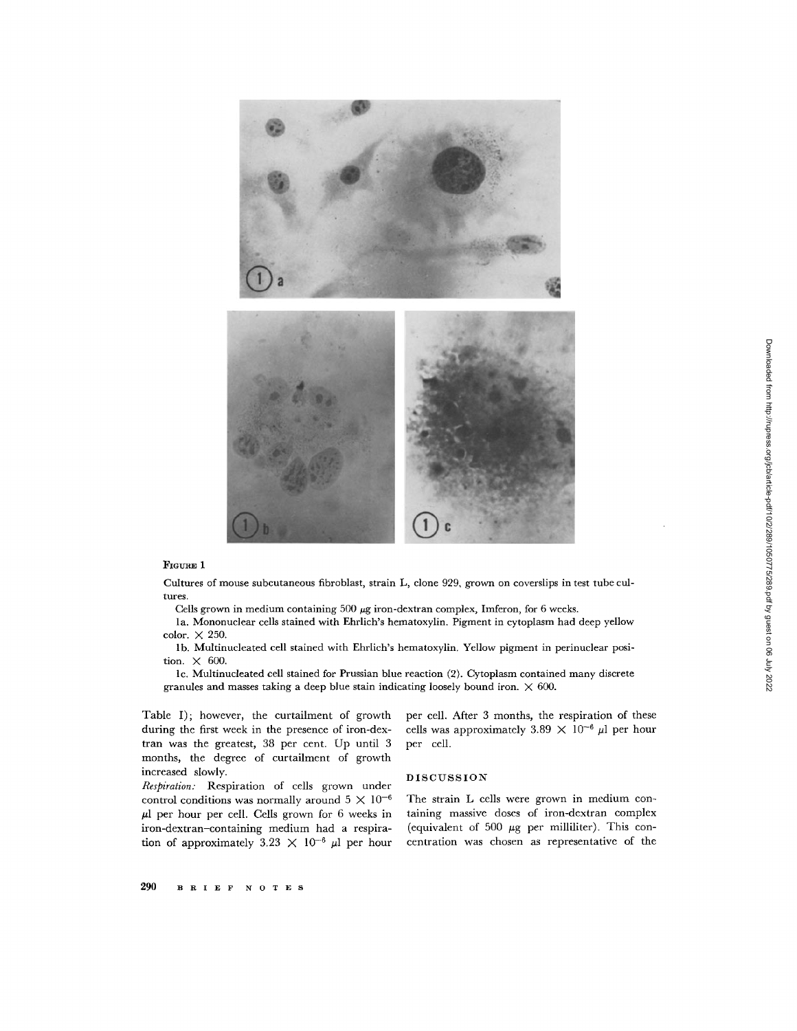**FIGURE 1**

Cultures of mouse subcutaneous fibroblast, strain L, clone 929, grown on coverslips in test tube cultures.

Cells grown in medium containing 500 μg iron-dextran complex, Imferon, for 6 weeks.

1a. Mononuclear cells stained with Ehrlich's hematoxylin. Pigment in cytoplasm had deep yellow color. × 250.

1b. Multinucleated cell stained with Ehrlich's hematoxylin. Yellow pigment in perinuclear position. × 600.

1c. Multinucleated cell stained for Prussian blue reaction (2). Cytoplasm contained many discrete granules and masses taking a deep blue stain indicating loosely bound iron. × 600.

Table I); however, the curtailment of growth during the first week in the presence of iron-dextran was the greatest, 38 per cent. Up until 3 months, the degree of curtailment of growth increased slowly.

*Respiration:* Respiration of cells grown under control conditions was normally around $5 \times 10^{-6}$ μl per hour per cell. Cells grown for 6 weeks in iron-dextran–containing medium had a respiration of approximately $3.23 \times 10^{-6}$ μl per hour per cell. After 3 months, the respiration of these cells was approximately $3.89 \times 10^{-6}$ μl per hour per cell.

## DISCUSSION

The strain L cells were grown in medium containing massive doses of iron-dextran complex (equivalent of 500 μg per milliliter). This concentration was chosen as representative of the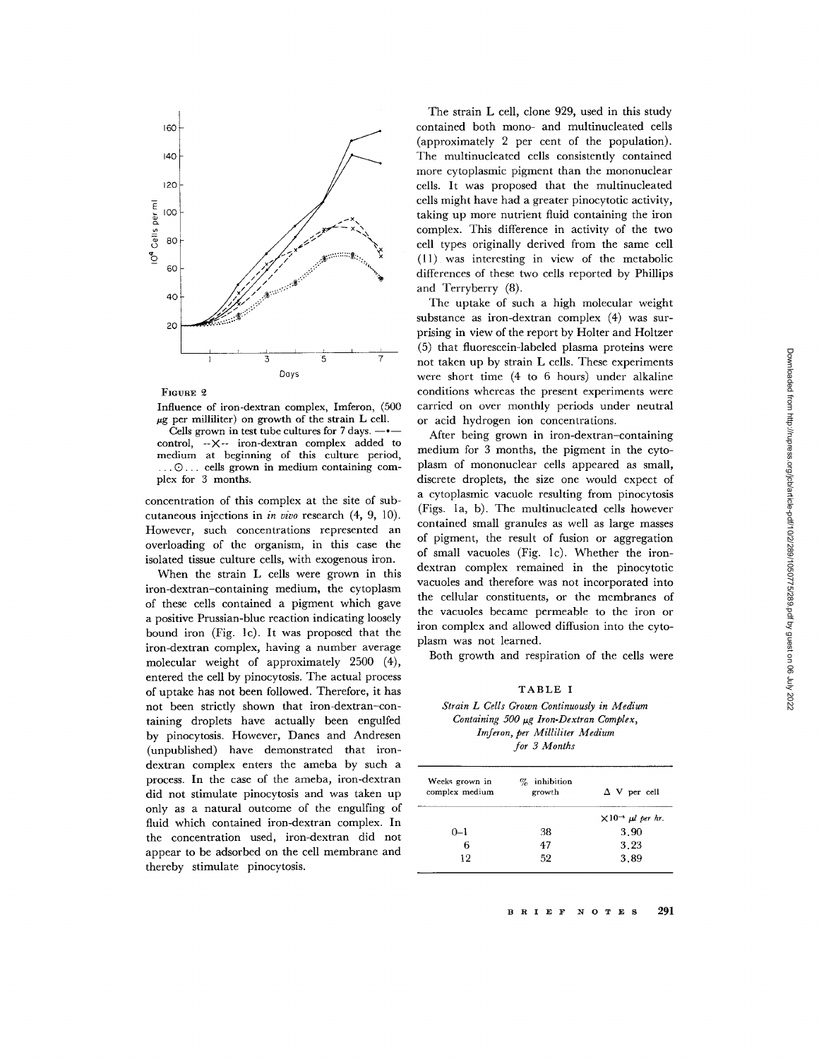FIGURE 2

Influence of iron-dextran complex, Imferon, (500 $\mu$g per milliliter) on growth of the strain L cell.

Cells grown in test tube cultures for 7 days. —•— control, --×-- iron-dextran complex added to medium at beginning of this culture period, ...⊙... cells grown in medium containing complex for 3 months.

concentration of this complex at the site of subcutaneous injections in *in vivo* research (4, 9, 10). However, such concentrations represented an overloading of the organism, in this case the isolated tissue culture cells, with exogenous iron.

When the strain L cells were grown in this iron-dextran–containing medium, the cytoplasm of these cells contained a pigment which gave a positive Prussian-blue reaction indicating loosely bound iron (Fig. 1c). It was proposed that the iron-dextran complex, having a number average molecular weight of approximately 2500 (4), entered the cell by pinocytosis. The actual process of uptake has not been followed. Therefore, it has not been strictly shown that iron-dextran–containing droplets have actually been engulfed by pinocytosis. However, Danes and Andresen (unpublished) have demonstrated that iron-dextran complex enters the ameba by such a process. In the case of the ameba, iron-dextran did not stimulate pinocytosis and was taken up only as a natural outcome of the engulfing of fluid which contained iron-dextran complex. In the concentration used, iron-dextran did not appear to be adsorbed on the cell membrane and thereby stimulate pinocytosis.

The strain L cell, clone 929, used in this study contained both mono- and multinucleated cells (approximately 2 per cent of the population). The multinucleated cells consistently contained more cytoplasmic pigment than the mononuclear cells. It was proposed that the multinucleated cells might have had a greater pinocytotic activity, taking up more nutrient fluid containing the iron complex. This difference in activity of the two cell types originally derived from the same cell (11) was interesting in view of the metabolic differences of these two cells reported by Phillips and Terryberry (8).

The uptake of such a high molecular weight substance as iron-dextran complex (4) was surprising in view of the report by Holter and Holtzer (5) that fluorescein-labeled plasma proteins were not taken up by strain L cells. These experiments were short time (4 to 6 hours) under alkaline conditions whereas the present experiments were carried on over monthly periods under neutral or acid hydrogen ion concentrations.

After being grown in iron-dextran–containing medium for 3 months, the pigment in the cytoplasm of mononuclear cells appeared as small, discrete droplets, the size one would expect of a cytoplasmic vacuole resulting from pinocytosis (Figs. 1a, b). The multinucleated cells however contained small granules as well as large masses of pigment, the result of fusion or aggregation of small vacuoles (Fig. 1c). Whether the iron-dextran complex remained in the pinocytotic vacuoles and therefore was not incorporated into the cellular constituents, or the membranes of the vacuoles became permeable to the iron or iron complex and allowed diffusion into the cytoplasm was not learned.

Both growth and respiration of the cells were

TABLE I

*Strain L Cells Grown Continuously in Medium Containing 500 $\mu$g Iron-Dextran Complex, Imferon, per Milliliter Medium for 3 Months*

| Weeks grown in complex medium | % inhibition growth | $\Delta$ V per cell |
|---|---|---|
| | | $\times 10^{-4}$ $\mu l$ *per hr.* |
| 0–1 | 38 | 3.90 |
| 6 | 47 | 3.23 |
| 12 | 52 | 3.89 |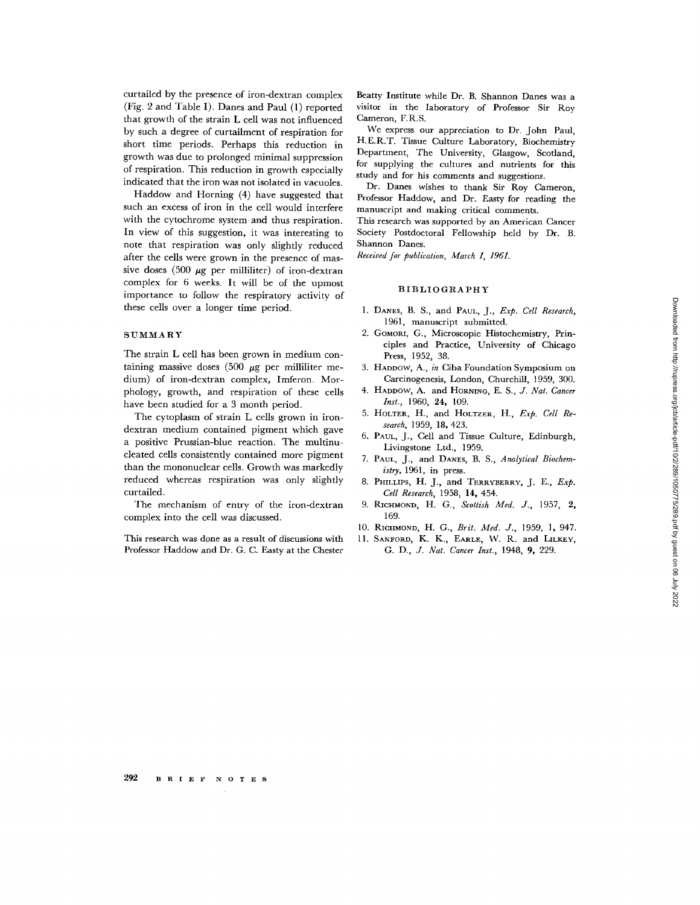curtailed by the presence of iron-dextran complex (Fig. 2 and Table I). Danes and Paul (1) reported that growth of the strain L cell was not influenced by such a degree of curtailment of respiration for short time periods. Perhaps this reduction in growth was due to prolonged minimal suppression of respiration. This reduction in growth especially indicated that the iron was not isolated in vacuoles.

Haddow and Horning (4) have suggested that such an excess of iron in the cell would interfere with the cytochrome system and thus respiration. In view of this suggestion, it was interesting to note that respiration was only slightly reduced after the cells were grown in the presence of massive doses (500 $\mu$g per milliliter) of iron-dextran complex for 6 weeks. It will be of the upmost importance to follow the respiratory activity of these cells over a longer time period.

## SUMMARY

The strain L cell has been grown in medium containing massive doses (500 $\mu$g per milliliter medium) of iron-dextran complex, Imferon. Morphology, growth, and respiration of these cells have been studied for a 3 month period.

The cytoplasm of strain L cells grown in iron-dextran medium contained pigment which gave a positive Prussian-blue reaction. The multinucleated cells consistently contained more pigment than the mononuclear cells. Growth was markedly reduced whereas respiration was only slightly curtailed.

The mechanism of entry of the iron-dextran complex into the cell was discussed.

This research was done as a result of discussions with Professor Haddow and Dr. G. C. Easty at the Chester Beatty Institute while Dr. B. Shannon Danes was a visitor in the laboratory of Professor Sir Roy Cameron, F.R.S.

We express our appreciation to Dr. John Paul, H.E.R.T. Tissue Culture Laboratory, Biochemistry Department, The University, Glasgow, Scotland, for supplying the cultures and nutrients for this study and for his comments and suggestions.

Dr. Danes wishes to thank Sir Roy Cameron, Professor Haddow, and Dr. Easty for reading the manuscript and making critical comments.

This research was supported by an American Cancer Society Postdoctoral Fellowship held by Dr. B. Shannon Danes.

*Received for publication, March 1, 1961.*

## BIBLIOGRAPHY

1. Danes, B. S., and Paul, J., *Exp. Cell Research*, 1961, manuscript submitted.
2. Gomori, G., Microscopic Histochemistry, Principles and Practice, University of Chicago Press, 1952, 38.
3. Haddow, A., *in* Ciba Foundation Symposium on Carcinogenesis, London, Churchill, 1959, 300.
4. Haddow, A. and Horning, E. S., *J. Nat. Cancer Inst.*, 1960, **24,** 109.
5. Holter, H., and Holtzer, H., *Exp. Cell Research*, 1959, **18,** 423.
6. Paul, J., Cell and Tissue Culture, Edinburgh, Livingstone Ltd., 1959.
7. Paul, J., and Danes, B. S., *Analytical Biochemistry*, 1961, in press.
8. Phillips, H. J., and Terryberry, J. E., *Exp. Cell Research*, 1958, **14,** 454.
9. Richmond, H. G., *Scottish Med. J.*, 1957, **2,** 169.
10. Richmond, H. G., *Brit. Med. J.*, 1959, **1,** 947.
11. Sanford, K. K., Earle, W. R. and Lilkey, G. D., *J. Nat. Cancer Inst.*, 1948, **9,** 229.